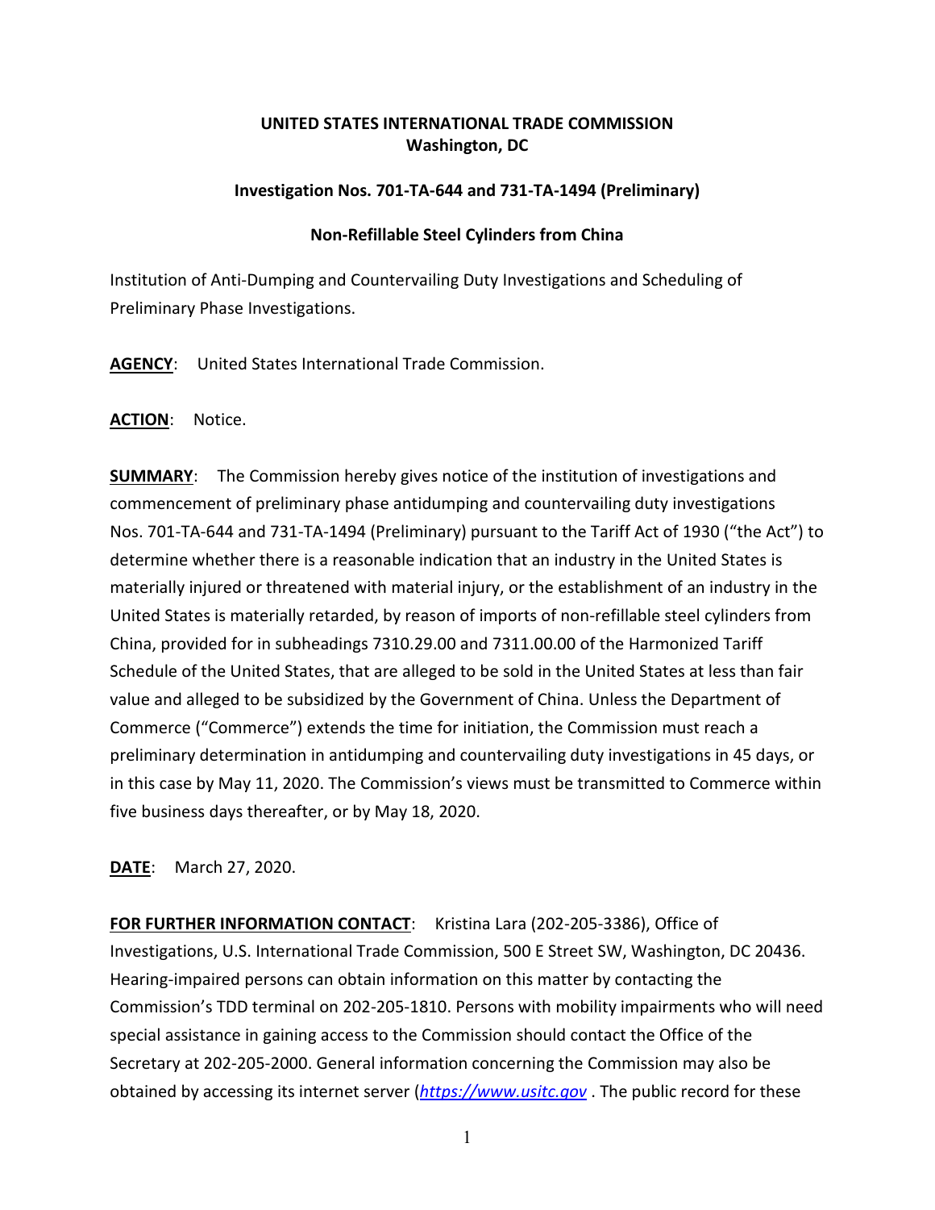**UNITED STATES INTERNATIONAL TRADE COMMISSION**
**Washington, DC**

**Investigation Nos. 701-TA-644 and 731-TA-1494 (Preliminary)**

**Non-Refillable Steel Cylinders from China**

Institution of Anti-Dumping and Countervailing Duty Investigations and Scheduling of Preliminary Phase Investigations.

**AGENCY**: United States International Trade Commission.

**ACTION**: Notice.

**SUMMARY**: The Commission hereby gives notice of the institution of investigations and commencement of preliminary phase antidumping and countervailing duty investigations Nos. 701-TA-644 and 731-TA-1494 (Preliminary) pursuant to the Tariff Act of 1930 ("the Act") to determine whether there is a reasonable indication that an industry in the United States is materially injured or threatened with material injury, or the establishment of an industry in the United States is materially retarded, by reason of imports of non-refillable steel cylinders from China, provided for in subheadings 7310.29.00 and 7311.00.00 of the Harmonized Tariff Schedule of the United States, that are alleged to be sold in the United States at less than fair value and alleged to be subsidized by the Government of China. Unless the Department of Commerce ("Commerce") extends the time for initiation, the Commission must reach a preliminary determination in antidumping and countervailing duty investigations in 45 days, or in this case by May 11, 2020. The Commission's views must be transmitted to Commerce within five business days thereafter, or by May 18, 2020.

**DATE**: March 27, 2020.

**FOR FURTHER INFORMATION CONTACT**: Kristina Lara (202-205-3386), Office of Investigations, U.S. International Trade Commission, 500 E Street SW, Washington, DC 20436. Hearing-impaired persons can obtain information on this matter by contacting the Commission's TDD terminal on 202-205-1810. Persons with mobility impairments who will need special assistance in gaining access to the Commission should contact the Office of the Secretary at 202-205-2000. General information concerning the Commission may also be obtained by accessing its internet server (*https://www.usitc.gov* . The public record for these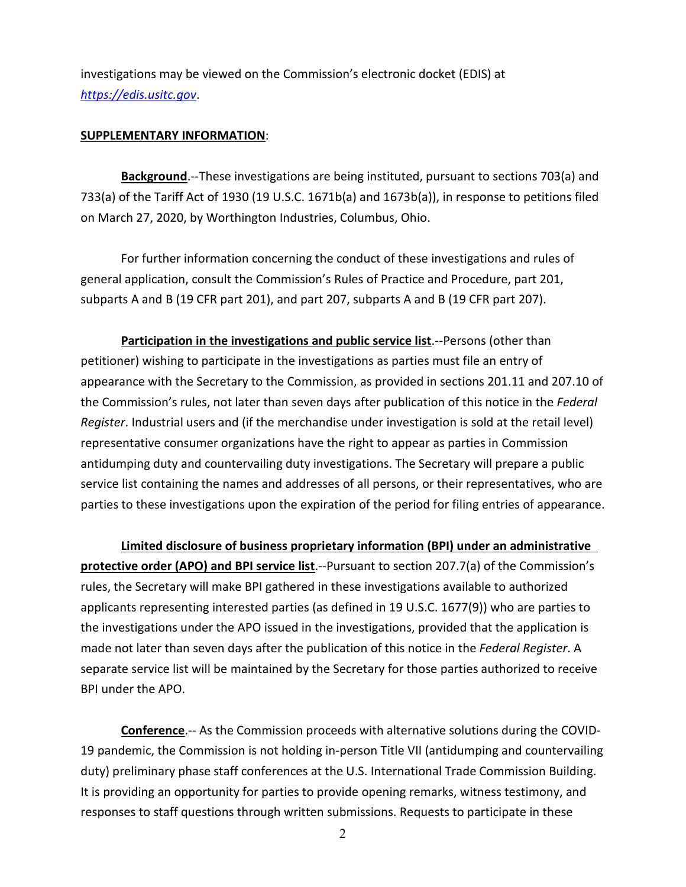investigations may be viewed on the Commission's electronic docket (EDIS) at *https://edis.usitc.gov*.

**SUPPLEMENTARY INFORMATION**:

**Background**.--These investigations are being instituted, pursuant to sections 703(a) and 733(a) of the Tariff Act of 1930 (19 U.S.C. 1671b(a) and 1673b(a)), in response to petitions filed on March 27, 2020, by Worthington Industries, Columbus, Ohio.

For further information concerning the conduct of these investigations and rules of general application, consult the Commission's Rules of Practice and Procedure, part 201, subparts A and B (19 CFR part 201), and part 207, subparts A and B (19 CFR part 207).

**Participation in the investigations and public service list**.--Persons (other than petitioner) wishing to participate in the investigations as parties must file an entry of appearance with the Secretary to the Commission, as provided in sections 201.11 and 207.10 of the Commission's rules, not later than seven days after publication of this notice in the *Federal Register*. Industrial users and (if the merchandise under investigation is sold at the retail level) representative consumer organizations have the right to appear as parties in Commission antidumping duty and countervailing duty investigations. The Secretary will prepare a public service list containing the names and addresses of all persons, or their representatives, who are parties to these investigations upon the expiration of the period for filing entries of appearance.

**Limited disclosure of business proprietary information (BPI) under an administrative protective order (APO) and BPI service list**.--Pursuant to section 207.7(a) of the Commission's rules, the Secretary will make BPI gathered in these investigations available to authorized applicants representing interested parties (as defined in 19 U.S.C. 1677(9)) who are parties to the investigations under the APO issued in the investigations, provided that the application is made not later than seven days after the publication of this notice in the *Federal Register*. A separate service list will be maintained by the Secretary for those parties authorized to receive BPI under the APO.

**Conference**.-- As the Commission proceeds with alternative solutions during the COVID-19 pandemic, the Commission is not holding in-person Title VII (antidumping and countervailing duty) preliminary phase staff conferences at the U.S. International Trade Commission Building. It is providing an opportunity for parties to provide opening remarks, witness testimony, and responses to staff questions through written submissions. Requests to participate in these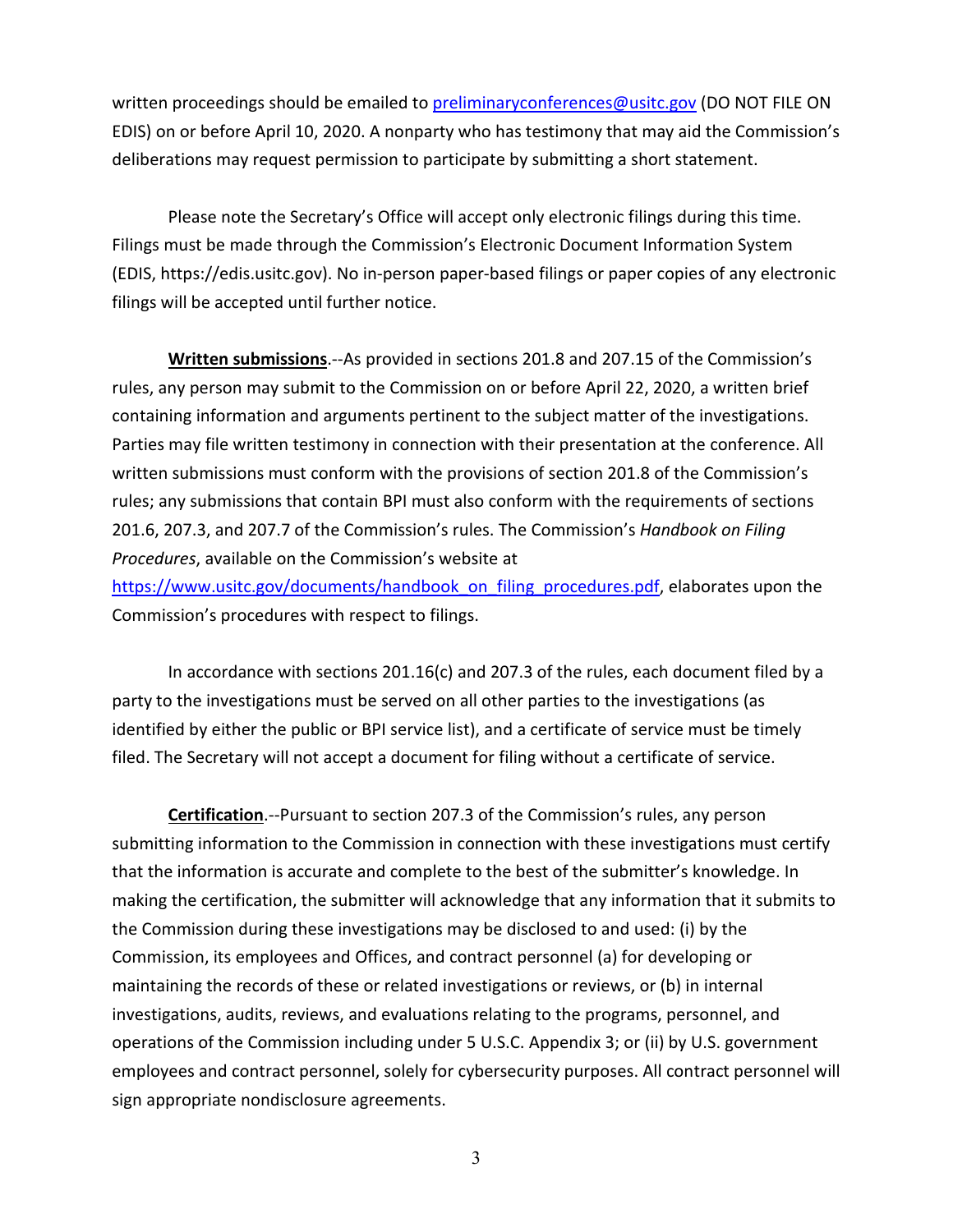written proceedings should be emailed to preliminaryconferences@usitc.gov (DO NOT FILE ON EDIS) on or before April 10, 2020. A nonparty who has testimony that may aid the Commission's deliberations may request permission to participate by submitting a short statement.

Please note the Secretary's Office will accept only electronic filings during this time. Filings must be made through the Commission's Electronic Document Information System (EDIS, https://edis.usitc.gov). No in-person paper-based filings or paper copies of any electronic filings will be accepted until further notice.

**Written submissions**.--As provided in sections 201.8 and 207.15 of the Commission's rules, any person may submit to the Commission on or before April 22, 2020, a written brief containing information and arguments pertinent to the subject matter of the investigations. Parties may file written testimony in connection with their presentation at the conference. All written submissions must conform with the provisions of section 201.8 of the Commission's rules; any submissions that contain BPI must also conform with the requirements of sections 201.6, 207.3, and 207.7 of the Commission's rules. The Commission's *Handbook on Filing Procedures*, available on the Commission's website at https://www.usitc.gov/documents/handbook_on_filing_procedures.pdf, elaborates upon the Commission's procedures with respect to filings.

In accordance with sections 201.16(c) and 207.3 of the rules, each document filed by a party to the investigations must be served on all other parties to the investigations (as identified by either the public or BPI service list), and a certificate of service must be timely filed. The Secretary will not accept a document for filing without a certificate of service.

**Certification**.--Pursuant to section 207.3 of the Commission's rules, any person submitting information to the Commission in connection with these investigations must certify that the information is accurate and complete to the best of the submitter's knowledge. In making the certification, the submitter will acknowledge that any information that it submits to the Commission during these investigations may be disclosed to and used: (i) by the Commission, its employees and Offices, and contract personnel (a) for developing or maintaining the records of these or related investigations or reviews, or (b) in internal investigations, audits, reviews, and evaluations relating to the programs, personnel, and operations of the Commission including under 5 U.S.C. Appendix 3; or (ii) by U.S. government employees and contract personnel, solely for cybersecurity purposes. All contract personnel will sign appropriate nondisclosure agreements.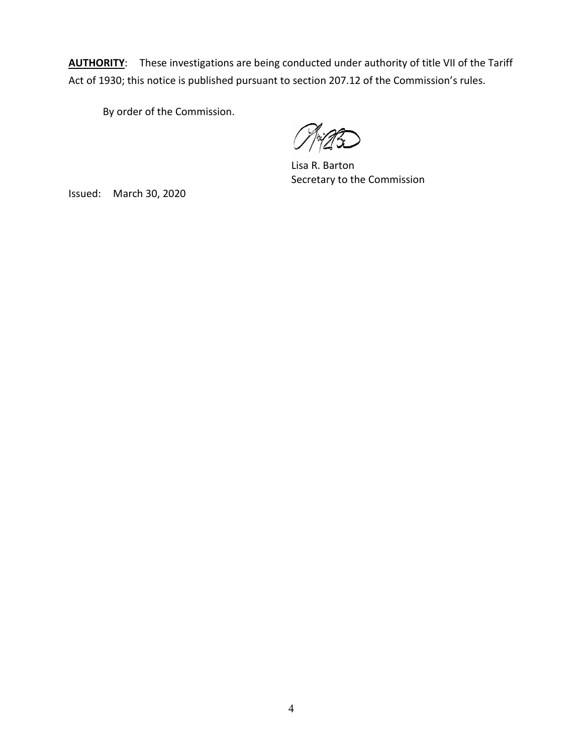**AUTHORITY**: These investigations are being conducted under authority of title VII of the Tariff Act of 1930; this notice is published pursuant to section 207.12 of the Commission's rules.

By order of the Commission.

Lisa R. Barton
Secretary to the Commission

Issued: March 30, 2020